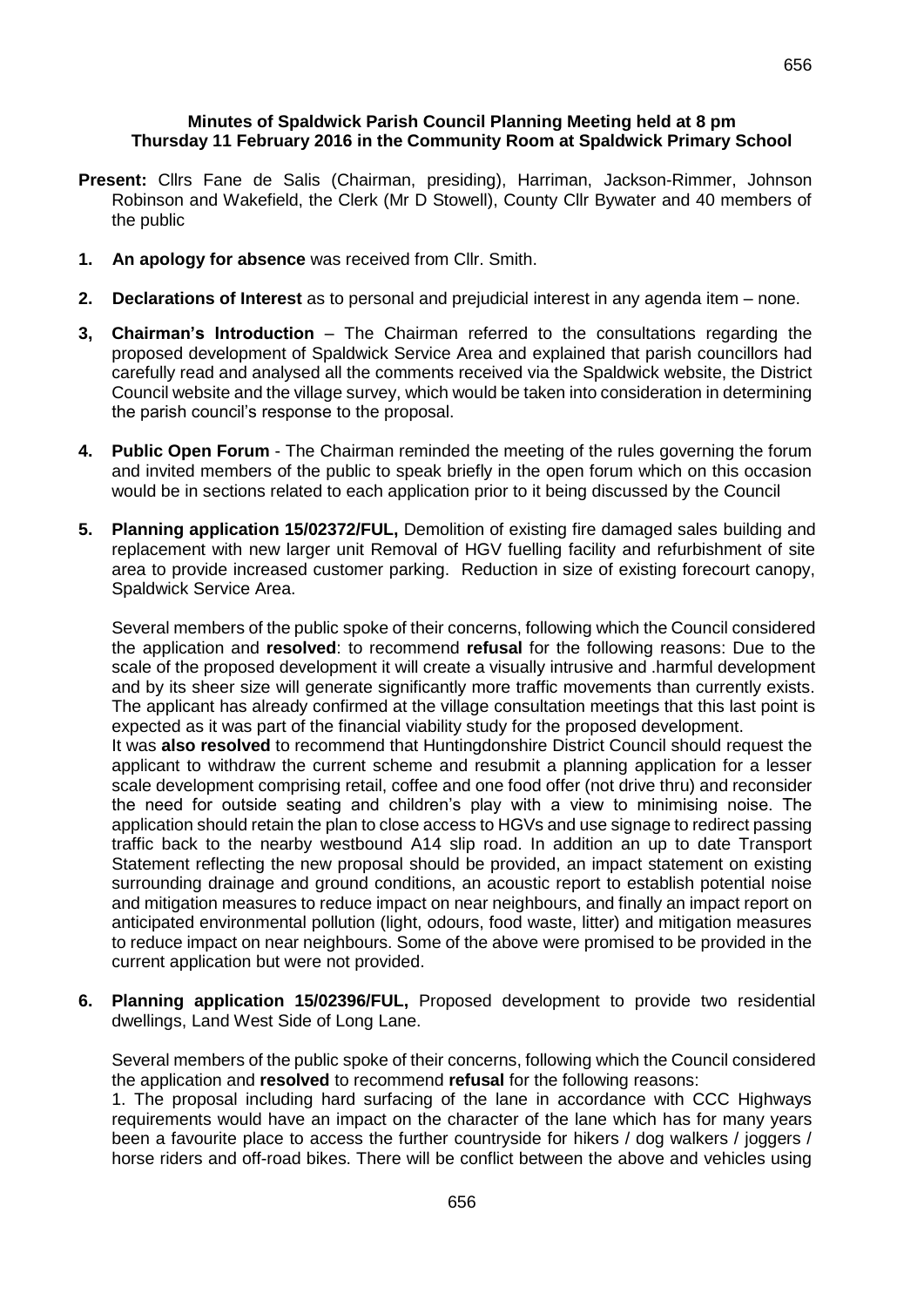**Minutes of Spaldwick Parish Council Planning Meeting held at 8 pm Thursday 11 February 2016 in the Community Room at Spaldwick Primary School**

**Present:** Cllrs Fane de Salis (Chairman, presiding), Harriman, Jackson-Rimmer, Johnson Robinson and Wakefield, the Clerk (Mr D Stowell), County Cllr Bywater and 40 members of the public

1. **An apology for absence** was received from Cllr. Smith.

2. **Declarations of Interest** as to personal and prejudicial interest in any agenda item – none.

3, **Chairman's Introduction** – The Chairman referred to the consultations regarding the proposed development of Spaldwick Service Area and explained that parish councillors had carefully read and analysed all the comments received via the Spaldwick website, the District Council website and the village survey, which would be taken into consideration in determining the parish council's response to the proposal.

4. **Public Open Forum** - The Chairman reminded the meeting of the rules governing the forum and invited members of the public to speak briefly in the open forum which on this occasion would be in sections related to each application prior to it being discussed by the Council

5. **Planning application 15/02372/FUL,** Demolition of existing fire damaged sales building and replacement with new larger unit Removal of HGV fuelling facility and refurbishment of site area to provide increased customer parking. Reduction in size of existing forecourt canopy, Spaldwick Service Area.

   Several members of the public spoke of their concerns, following which the Council considered the application and **resolved**: to recommend **refusal** for the following reasons: Due to the scale of the proposed development it will create a visually intrusive and .harmful development and by its sheer size will generate significantly more traffic movements than currently exists. The applicant has already confirmed at the village consultation meetings that this last point is expected as it was part of the financial viability study for the proposed development.

   It was **also resolved** to recommend that Huntingdonshire District Council should request the applicant to withdraw the current scheme and resubmit a planning application for a lesser scale development comprising retail, coffee and one food offer (not drive thru) and reconsider the need for outside seating and children's play with a view to minimising noise. The application should retain the plan to close access to HGVs and use signage to redirect passing traffic back to the nearby westbound A14 slip road. In addition an up to date Transport Statement reflecting the new proposal should be provided, an impact statement on existing surrounding drainage and ground conditions, an acoustic report to establish potential noise and mitigation measures to reduce impact on near neighbours, and finally an impact report on anticipated environmental pollution (light, odours, food waste, litter) and mitigation measures to reduce impact on near neighbours. Some of the above were promised to be provided in the current application but were not provided.

6. **Planning application 15/02396/FUL,** Proposed development to provide two residential dwellings, Land West Side of Long Lane.

   Several members of the public spoke of their concerns, following which the Council considered the application and **resolved** to recommend **refusal** for the following reasons:

   1. The proposal including hard surfacing of the lane in accordance with CCC Highways requirements would have an impact on the character of the lane which has for many years been a favourite place to access the further countryside for hikers / dog walkers / joggers / horse riders and off-road bikes. There will be conflict between the above and vehicles using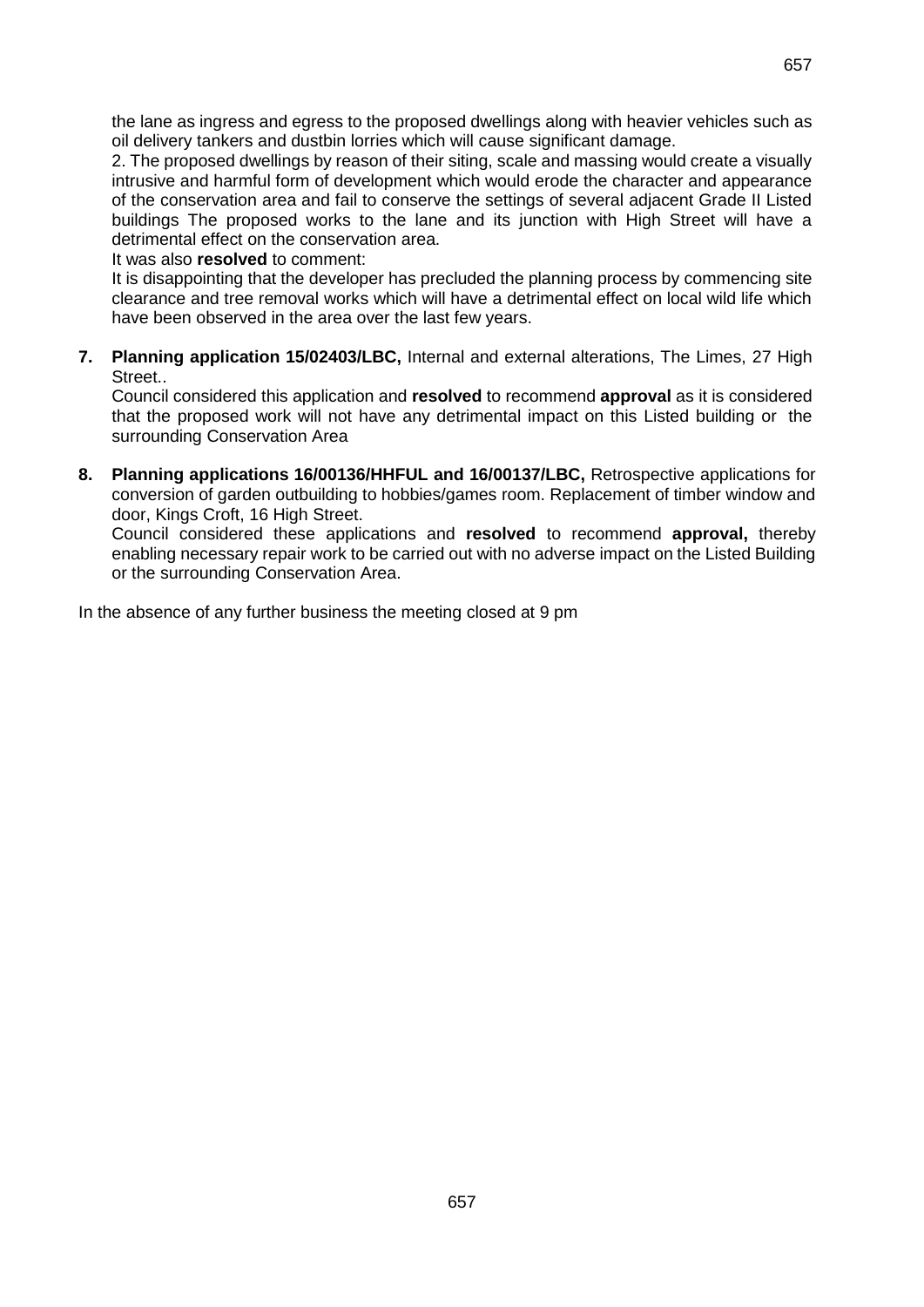the lane as ingress and egress to the proposed dwellings along with heavier vehicles such as oil delivery tankers and dustbin lorries which will cause significant damage.

2. The proposed dwellings by reason of their siting, scale and massing would create a visually intrusive and harmful form of development which would erode the character and appearance of the conservation area and fail to conserve the settings of several adjacent Grade II Listed buildings The proposed works to the lane and its junction with High Street will have a detrimental effect on the conservation area.

It was also **resolved** to comment:

It is disappointing that the developer has precluded the planning process by commencing site clearance and tree removal works which will have a detrimental effect on local wild life which have been observed in the area over the last few years.

7. **Planning application 15/02403/LBC,** Internal and external alterations, The Limes, 27 High Street..

   Council considered this application and **resolved** to recommend **approval** as it is considered that the proposed work will not have any detrimental impact on this Listed building or the surrounding Conservation Area

8. **Planning applications 16/00136/HHFUL and 16/00137/LBC,** Retrospective applications for conversion of garden outbuilding to hobbies/games room. Replacement of timber window and door, Kings Croft, 16 High Street.

   Council considered these applications and **resolved** to recommend **approval,** thereby enabling necessary repair work to be carried out with no adverse impact on the Listed Building or the surrounding Conservation Area.

In the absence of any further business the meeting closed at 9 pm